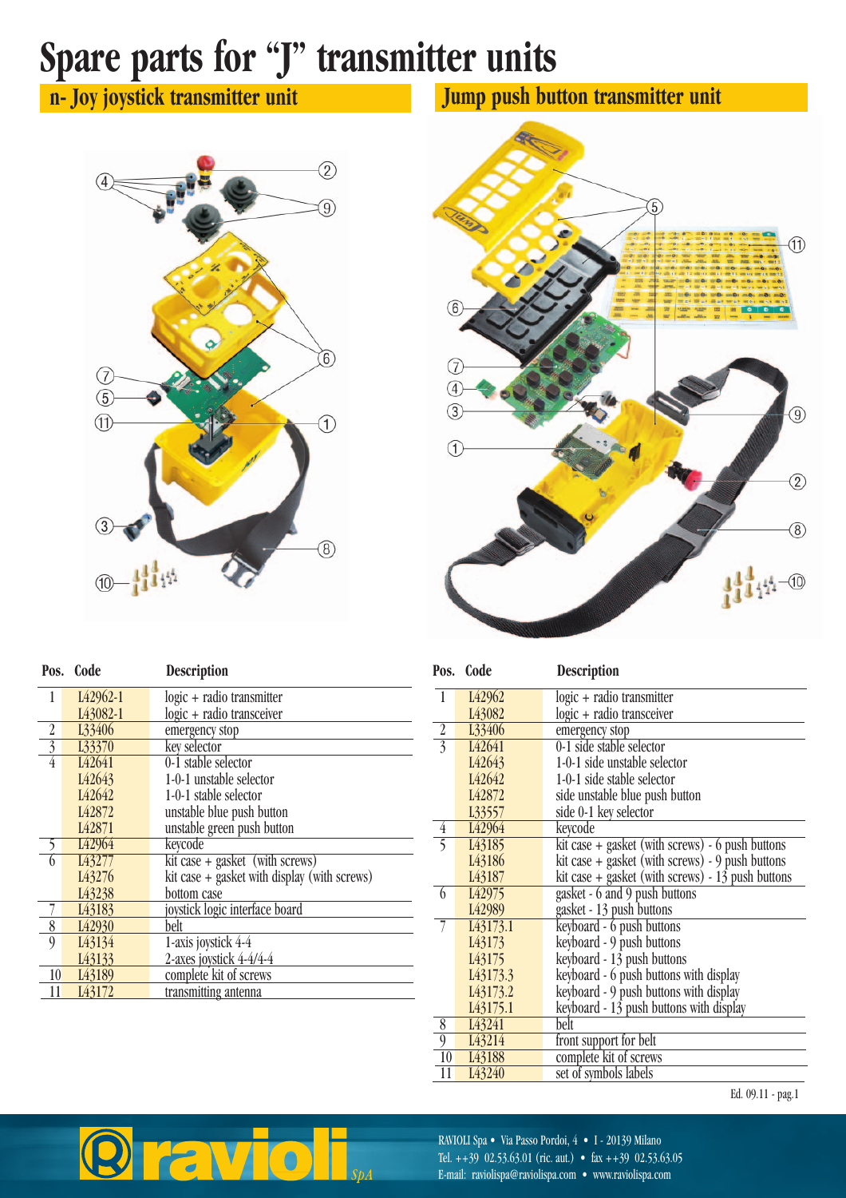# Spare parts for "J" transmitter units

## n- Joy joystick transmitter unit

| Pos. | Code | Description |
|---|---|---|
| 1 | L42962-1 | logic + radio transmitter |
| | L43082-1 | logic + radio transceiver |
| 2 | L33406 | emergency stop |
| 3 | L33370 | key selector |
| 4 | L42641 | 0-1 stable selector |
| | L42643 | 1-0-1 unstable selector |
| | L42642 | 1-0-1 stable selector |
| | L42872 | unstable blue push button |
| | L42871 | unstable green push button |
| 5 | L42964 | keycode |
| 6 | L43277 | kit case + gasket (with screws) |
| | L43276 | kit case + gasket with display (with screws) |
| | L43238 | bottom case |
| 7 | L43183 | joystick logic interface board |
| 8 | L42930 | belt |
| 9 | L43134 | 1-axis joystick 4-4 |
| | L43133 | 2-axes joystick 4-4/4-4 |
| 10 | L43189 | complete kit of screws |
| 11 | L43172 | transmitting antenna |

## Jump push button transmitter unit

| Pos. | Code | Description |
|---|---|---|
| 1 | L42962 | logic + radio transmitter |
| | L43082 | logic + radio transceiver |
| 2 | L33406 | emergency stop |
| 3 | L42641 | 0-1 side stable selector |
| | L42643 | 1-0-1 side unstable selector |
| | L42642 | 1-0-1 side stable selector |
| | L42872 | side unstable blue push button |
| | L33557 | side 0-1 key selector |
| 4 | L42964 | keycode |
| 5 | L43185 | kit case + gasket (with screws) - 6 push buttons |
| | L43186 | kit case + gasket (with screws) - 9 push buttons |
| | L43187 | kit case + gasket (with screws) - 13 push buttons |
| 6 | L42975 | gasket - 6 and 9 push buttons |
| | L42989 | gasket - 13 push buttons |
| 7 | L43173.1 | keyboard - 6 push buttons |
| | L43173 | keyboard - 9 push buttons |
| | L43175 | keyboard - 13 push buttons |
| | L43173.3 | keyboard - 6 push buttons with display |
| | L43173.2 | keyboard - 9 push buttons with display |
| | L43175.1 | keyboard - 13 push buttons with display |
| 8 | L43241 | belt |
| 9 | L43214 | front support for belt |
| 10 | L43188 | complete kit of screws |
| 11 | L43240 | set of symbols labels |

Ed. 09.11 - pag.1

ravioli SpA

RAVIOLI Spa • Via Passo Pordoi, 4 • I - 20139 Milano
Tel. ++39 02.53.63.01 (ric. aut.) • fax ++39 02.53.63.05
E-mail: raviolispa@raviolispa.com • www.raviolispa.com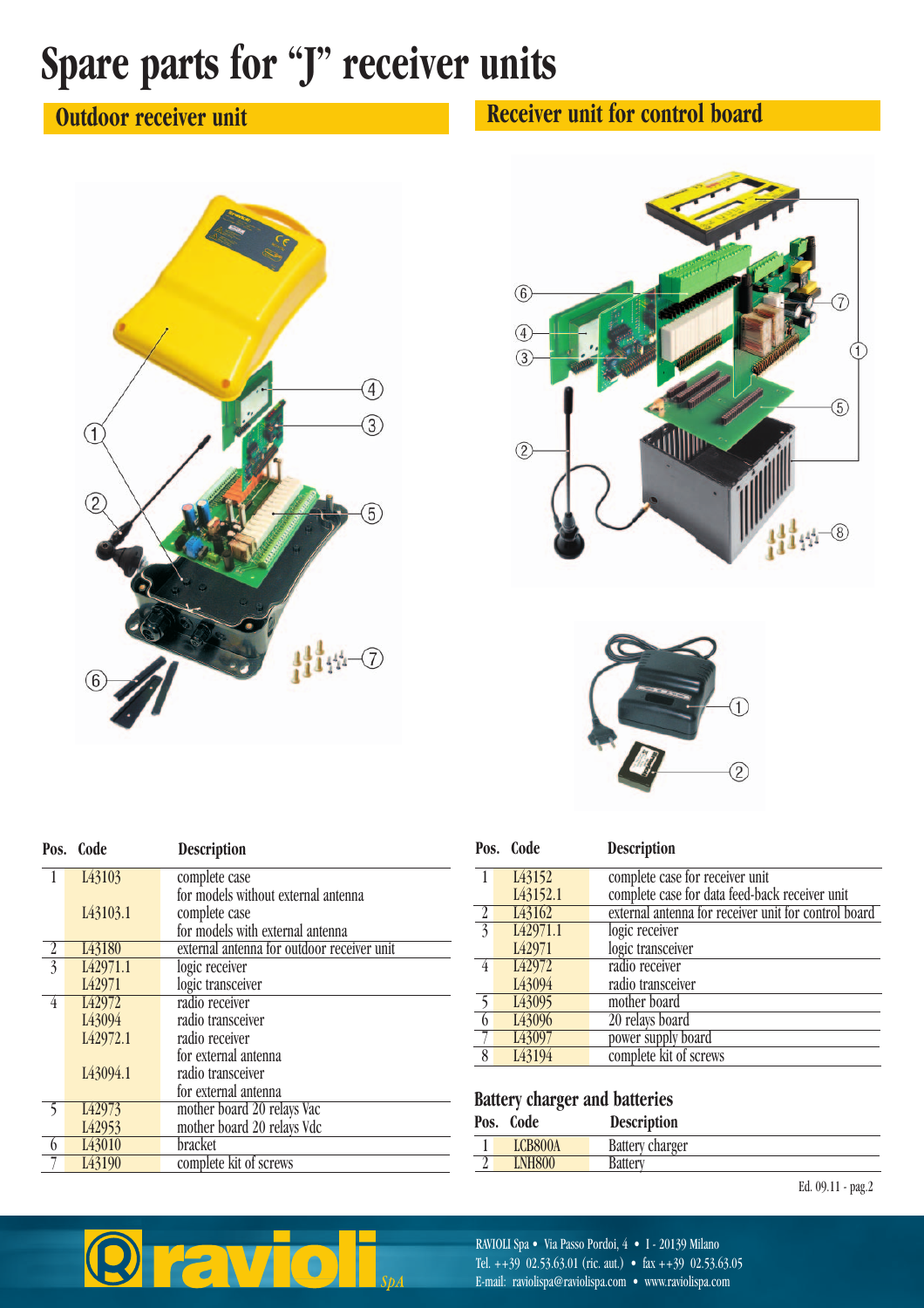# Spare parts for "J" receiver units

## Outdoor receiver unit

| Pos. | Code | Description |
|---|---|---|
| 1 | L43103 | complete case for models without external antenna |
| | L43103.1 | complete case for models with external antenna |
| 2 | L43180 | external antenna for outdoor receiver unit |
| 3 | L42971.1 | logic receiver |
| | L42971 | logic transceiver |
| 4 | L42972 | radio receiver |
| | L43094 | radio transceiver |
| | L42972.1 | radio receiver for external antenna |
| | L43094.1 | radio transceiver for external antenna |
| 5 | L42973 | mother board 20 relays Vac |
| | L42953 | mother board 20 relays Vdc |
| 6 | L43010 | bracket |
| 7 | L43190 | complete kit of screws |

## Receiver unit for control board

| Pos. | Code | Description |
|---|---|---|
| 1 | L43152 | complete case for receiver unit |
| | L43152.1 | complete case for data feed-back receiver unit |
| 2 | L43162 | external antenna for receiver unit for control board |
| 3 | L42971.1 | logic receiver |
| | L42971 | logic transceiver |
| 4 | L42972 | radio receiver |
| | L43094 | radio transceiver |
| 5 | L43095 | mother board |
| 6 | L43096 | 20 relays board |
| 7 | L43097 | power supply board |
| 8 | L43194 | complete kit of screws |

### Battery charger and batteries

| Pos. | Code | Description |
|---|---|---|
| 1 | LCB800A | Battery charger |
| 2 | LNH800 | Battery |

Ed. 09.11 - pag.2

ravioli SpA

RAVIOLI Spa • Via Passo Pordoi, 4 • I - 20139 Milano
Tel. ++39 02.53.63.01 (ric. aut.) • fax ++39 02.53.63.05
E-mail: raviolispa@raviolispa.com • www.raviolispa.com